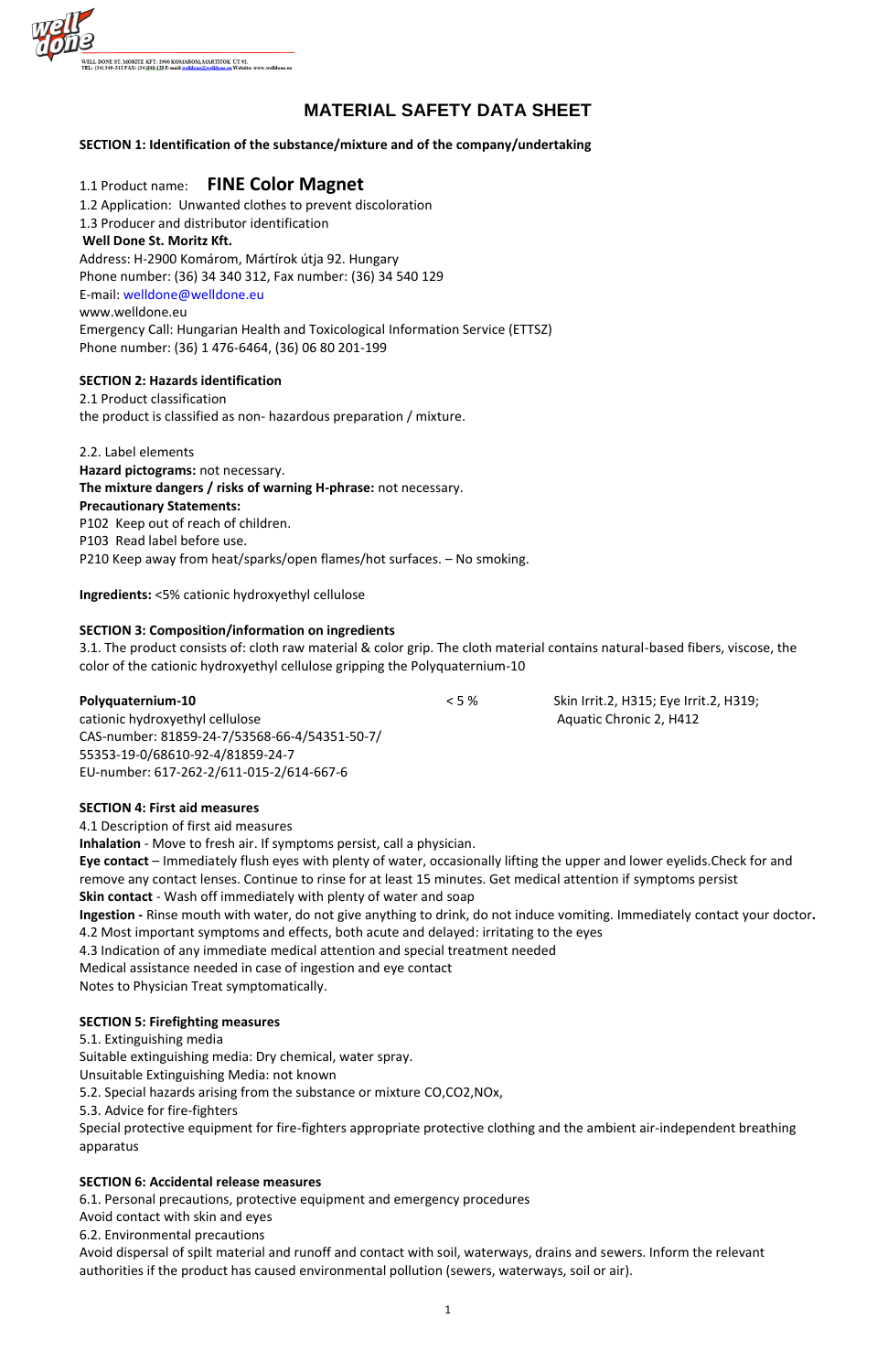WELL DONE ST. MORITZ KFT. 2900 KOMÁROM, MÁRTÍROK ÚT 92.
TEL: (34) 340-312 FAX: (34) 540-129 E-mail: welldone@welldone.eu Website: www.welldone.eu

# MATERIAL SAFETY DATA SHEET

**SECTION 1: Identification of the substance/mixture and of the company/undertaking**

1.1 Product name: **FINE Color Magnet**
1.2 Application: Unwanted clothes to prevent discoloration
1.3 Producer and distributor identification
**Well Done St. Moritz Kft.**
Address: H-2900 Komárom, Mártírok útja 92. Hungary
Phone number: (36) 34 340 312, Fax number: (36) 34 540 129
E-mail: welldone@welldone.eu
www.welldone.eu
Emergency Call: Hungarian Health and Toxicological Information Service (ETTSZ)
Phone number: (36) 1 476-6464, (36) 06 80 201-199

**SECTION 2: Hazards identification**
2.1 Product classification
the product is classified as non- hazardous preparation / mixture.

2.2. Label elements
**Hazard pictograms:** not necessary.
**The mixture dangers / risks of warning H-phrase:** not necessary.
**Precautionary Statements:**
P102 Keep out of reach of children.
P103 Read label before use.
P210 Keep away from heat/sparks/open flames/hot surfaces. – No smoking.

**Ingredients:** <5% cationic hydroxyethyl cellulose

**SECTION 3: Composition/information on ingredients**
3.1. The product consists of: cloth raw material & color grip. The cloth material contains natural-based fibers, viscose, the color of the cationic hydroxyethyl cellulose gripping the Polyquaternium-10

| | | |
|---|---|---|
| **Polyquaternium-10**<br>cationic hydroxyethyl cellulose<br>CAS-number: 81859-24-7/53568-66-4/54351-50-7/55353-19-0/68610-92-4/81859-24-7<br>EU-number: 617-262-2/611-015-2/614-667-6 | < 5 % | Skin Irrit.2, H315; Eye Irrit.2, H319;<br>Aquatic Chronic 2, H412 |

**SECTION 4: First aid measures**
4.1 Description of first aid measures
**Inhalation** - Move to fresh air. If symptoms persist, call a physician.
**Eye contact** – Immediately flush eyes with plenty of water, occasionally lifting the upper and lower eyelids.Check for and remove any contact lenses. Continue to rinse for at least 15 minutes. Get medical attention if symptoms persist
**Skin contact** - Wash off immediately with plenty of water and soap
**Ingestion -** Rinse mouth with water, do not give anything to drink, do not induce vomiting. Immediately contact your doctor**.**
4.2 Most important symptoms and effects, both acute and delayed: irritating to the eyes
4.3 Indication of any immediate medical attention and special treatment needed
Medical assistance needed in case of ingestion and eye contact
Notes to Physician Treat symptomatically.

**SECTION 5: Firefighting measures**
5.1. Extinguishing media
Suitable extinguishing media: Dry chemical, water spray.
Unsuitable Extinguishing Media: not known
5.2. Special hazards arising from the substance or mixture CO,CO2,NOx,
5.3. Advice for fire-fighters
Special protective equipment for fire-fighters appropriate protective clothing and the ambient air-independent breathing apparatus

**SECTION 6: Accidental release measures**
6.1. Personal precautions, protective equipment and emergency procedures
Avoid contact with skin and eyes
6.2. Environmental precautions
Avoid dispersal of spilt material and runoff and contact with soil, waterways, drains and sewers. Inform the relevant authorities if the product has caused environmental pollution (sewers, waterways, soil or air).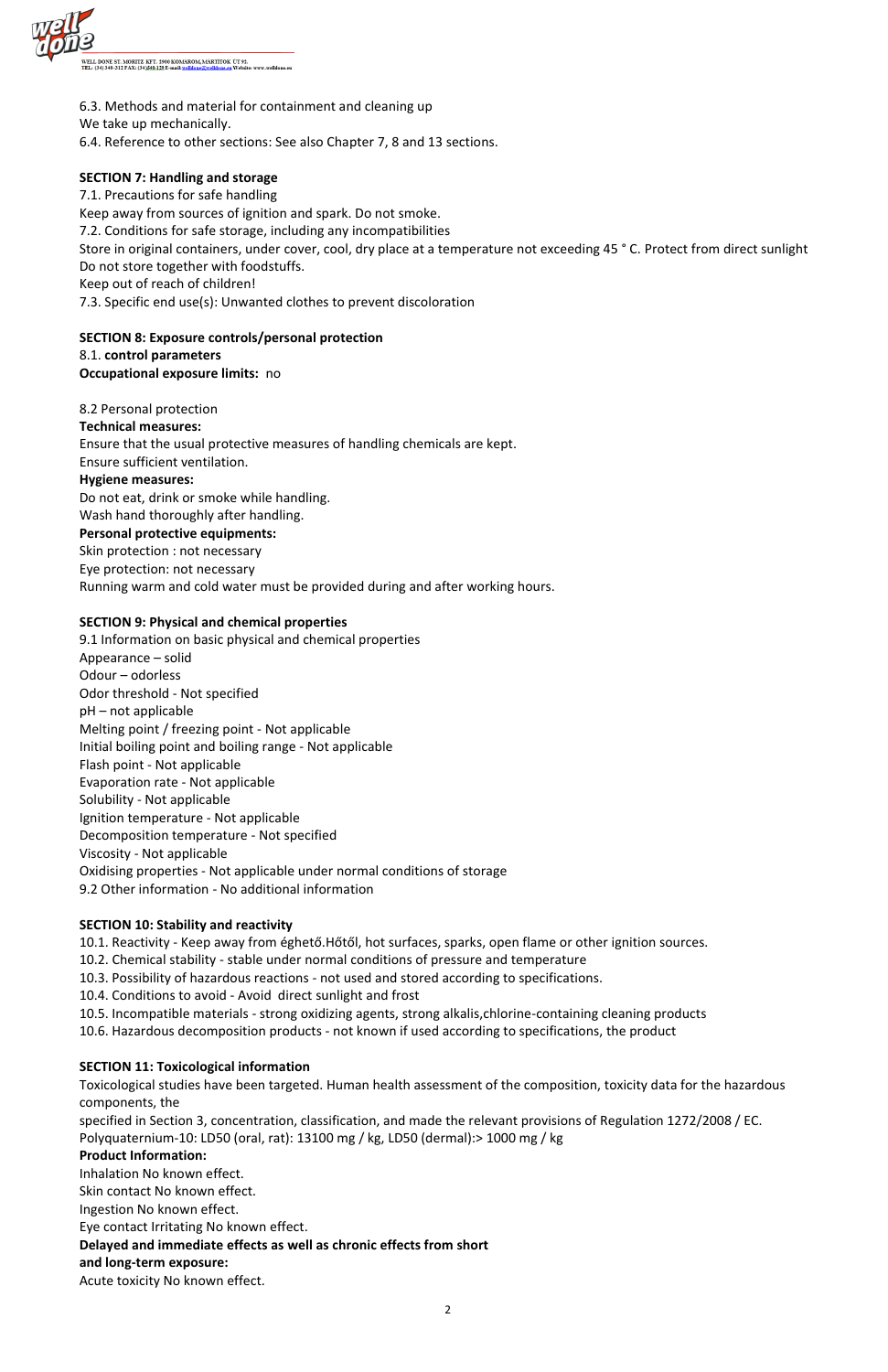6.3. Methods and material for containment and cleaning up
We take up mechanically.
6.4. Reference to other sections: See also Chapter 7, 8 and 13 sections.

**SECTION 7: Handling and storage**
7.1. Precautions for safe handling
Keep away from sources of ignition and spark. Do not smoke.
7.2. Conditions for safe storage, including any incompatibilities
Store in original containers, under cover, cool, dry place at a temperature not exceeding 45 ° C. Protect from direct sunlight
Do not store together with foodstuffs.
Keep out of reach of children!
7.3. Specific end use(s): Unwanted clothes to prevent discoloration

**SECTION 8: Exposure controls/personal protection**
8.1. **control parameters**
**Occupational exposure limits:** no

8.2 Personal protection
**Technical measures:**
Ensure that the usual protective measures of handling chemicals are kept.
Ensure sufficient ventilation.
**Hygiene measures:**
Do not eat, drink or smoke while handling.
Wash hand thoroughly after handling.
**Personal protective equipments:**
Skin protection : not necessary
Eye protection: not necessary
Running warm and cold water must be provided during and after working hours.

**SECTION 9: Physical and chemical properties**
9.1 Information on basic physical and chemical properties
Appearance – solid
Odour – odorless
Odor threshold - Not specified
pH – not applicable
Melting point / freezing point - Not applicable
Initial boiling point and boiling range - Not applicable
Flash point - Not applicable
Evaporation rate - Not applicable
Solubility - Not applicable
Ignition temperature - Not applicable
Decomposition temperature - Not specified
Viscosity - Not applicable
Oxidising properties - Not applicable under normal conditions of storage
9.2 Other information - No additional information

**SECTION 10: Stability and reactivity**
10.1. Reactivity - Keep away from éghető.Hőtől, hot surfaces, sparks, open flame or other ignition sources.
10.2. Chemical stability - stable under normal conditions of pressure and temperature
10.3. Possibility of hazardous reactions - not used and stored according to specifications.
10.4. Conditions to avoid - Avoid direct sunlight and frost
10.5. Incompatible materials - strong oxidizing agents, strong alkalis,chlorine-containing cleaning products
10.6. Hazardous decomposition products - not known if used according to specifications, the product

**SECTION 11: Toxicological information**
Toxicological studies have been targeted. Human health assessment of the composition, toxicity data for the hazardous components, the
specified in Section 3, concentration, classification, and made the relevant provisions of Regulation 1272/2008 / EC.
Polyquaternium-10: LD50 (oral, rat): 13100 mg / kg, LD50 (dermal):> 1000 mg / kg
**Product Information:**
Inhalation No known effect.
Skin contact No known effect.
Ingestion No known effect.
Eye contact Irritating No known effect.
**Delayed and immediate effects as well as chronic effects from short and long-term exposure:**
Acute toxicity No known effect.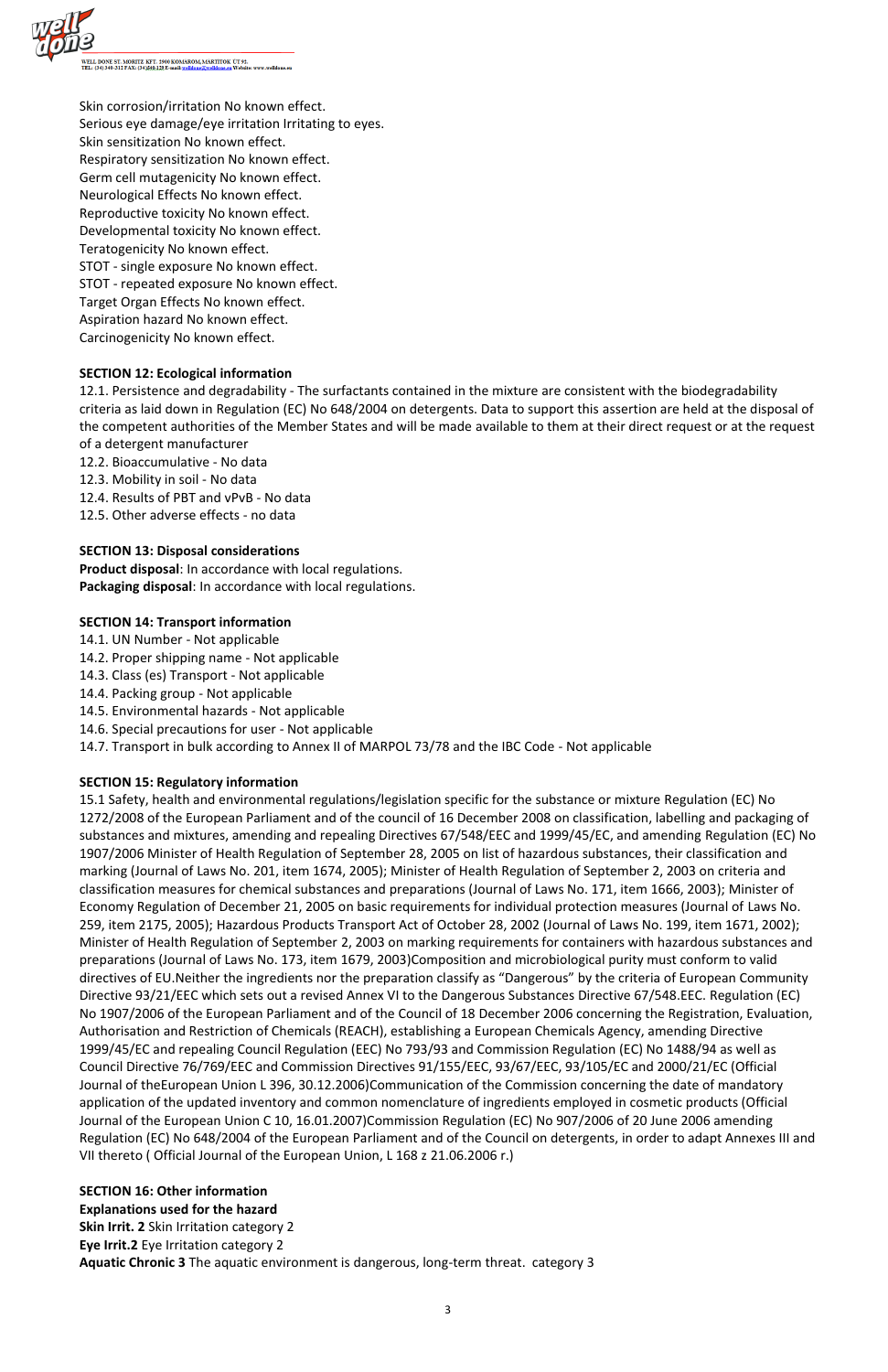Skin corrosion/irritation No known effect.
Serious eye damage/eye irritation Irritating to eyes.
Skin sensitization No known effect.
Respiratory sensitization No known effect.
Germ cell mutagenicity No known effect.
Neurological Effects No known effect.
Reproductive toxicity No known effect.
Developmental toxicity No known effect.
Teratogenicity No known effect.
STOT - single exposure No known effect.
STOT - repeated exposure No known effect.
Target Organ Effects No known effect.
Aspiration hazard No known effect.
Carcinogenicity No known effect.

**SECTION 12: Ecological information**

12.1. Persistence and degradability - The surfactants contained in the mixture are consistent with the biodegradability criteria as laid down in Regulation (EC) No 648/2004 on detergents. Data to support this assertion are held at the disposal of the competent authorities of the Member States and will be made available to them at their direct request or at the request of a detergent manufacturer
12.2. Bioaccumulative - No data
12.3. Mobility in soil - No data
12.4. Results of PBT and vPvB - No data
12.5. Other adverse effects - no data

**SECTION 13: Disposal considerations**

**Product disposal**: In accordance with local regulations.
**Packaging disposal**: In accordance with local regulations.

**SECTION 14: Transport information**

14.1. UN Number - Not applicable
14.2. Proper shipping name - Not applicable
14.3. Class (es) Transport - Not applicable
14.4. Packing group - Not applicable
14.5. Environmental hazards - Not applicable
14.6. Special precautions for user - Not applicable
14.7. Transport in bulk according to Annex II of MARPOL 73/78 and the IBC Code - Not applicable

**SECTION 15: Regulatory information**

15.1 Safety, health and environmental regulations/legislation specific for the substance or mixture Regulation (EC) No 1272/2008 of the European Parliament and of the council of 16 December 2008 on classification, labelling and packaging of substances and mixtures, amending and repealing Directives 67/548/EEC and 1999/45/EC, and amending Regulation (EC) No 1907/2006 Minister of Health Regulation of September 28, 2005 on list of hazardous substances, their classification and marking (Journal of Laws No. 201, item 1674, 2005); Minister of Health Regulation of September 2, 2003 on criteria and classification measures for chemical substances and preparations (Journal of Laws No. 171, item 1666, 2003); Minister of Economy Regulation of December 21, 2005 on basic requirements for individual protection measures (Journal of Laws No. 259, item 2175, 2005); Hazardous Products Transport Act of October 28, 2002 (Journal of Laws No. 199, item 1671, 2002); Minister of Health Regulation of September 2, 2003 on marking requirements for containers with hazardous substances and preparations (Journal of Laws No. 173, item 1679, 2003)Composition and microbiological purity must conform to valid directives of EU.Neither the ingredients nor the preparation classify as "Dangerous" by the criteria of European Community Directive 93/21/EEC which sets out a revised Annex VI to the Dangerous Substances Directive 67/548.EEC. Regulation (EC) No 1907/2006 of the European Parliament and of the Council of 18 December 2006 concerning the Registration, Evaluation, Authorisation and Restriction of Chemicals (REACH), establishing a European Chemicals Agency, amending Directive 1999/45/EC and repealing Council Regulation (EEC) No 793/93 and Commission Regulation (EC) No 1488/94 as well as Council Directive 76/769/EEC and Commission Directives 91/155/EEC, 93/67/EEC, 93/105/EC and 2000/21/EC (Official Journal of theEuropean Union L 396, 30.12.2006)Communication of the Commission concerning the date of mandatory application of the updated inventory and common nomenclature of ingredients employed in cosmetic products (Official Journal of the European Union C 10, 16.01.2007)Commission Regulation (EC) No 907/2006 of 20 June 2006 amending Regulation (EC) No 648/2004 of the European Parliament and of the Council on detergents, in order to adapt Annexes III and VII thereto ( Official Journal of the European Union, L 168 z 21.06.2006 r.)

**SECTION 16: Other information**

**Explanations used for the hazard**
**Skin Irrit. 2** Skin Irritation category 2
**Eye Irrit.2** Eye Irritation category 2
**Aquatic Chronic 3** The aquatic environment is dangerous, long-term threat. category 3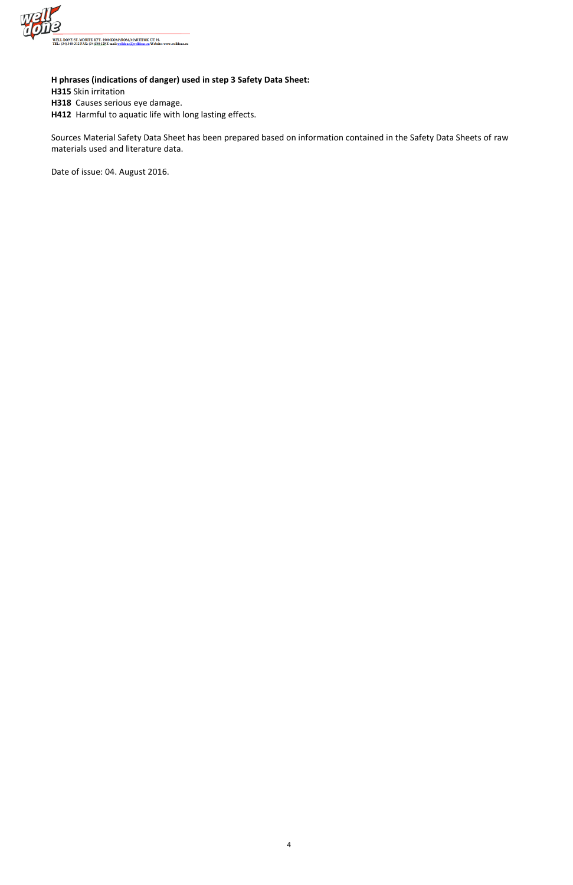**H phrases (indications of danger) used in step 3 Safety Data Sheet:**
**H315** Skin irritation
**H318** Causes serious eye damage.
**H412** Harmful to aquatic life with long lasting effects.

Sources Material Safety Data Sheet has been prepared based on information contained in the Safety Data Sheets of raw materials used and literature data.

Date of issue: 04. August 2016.